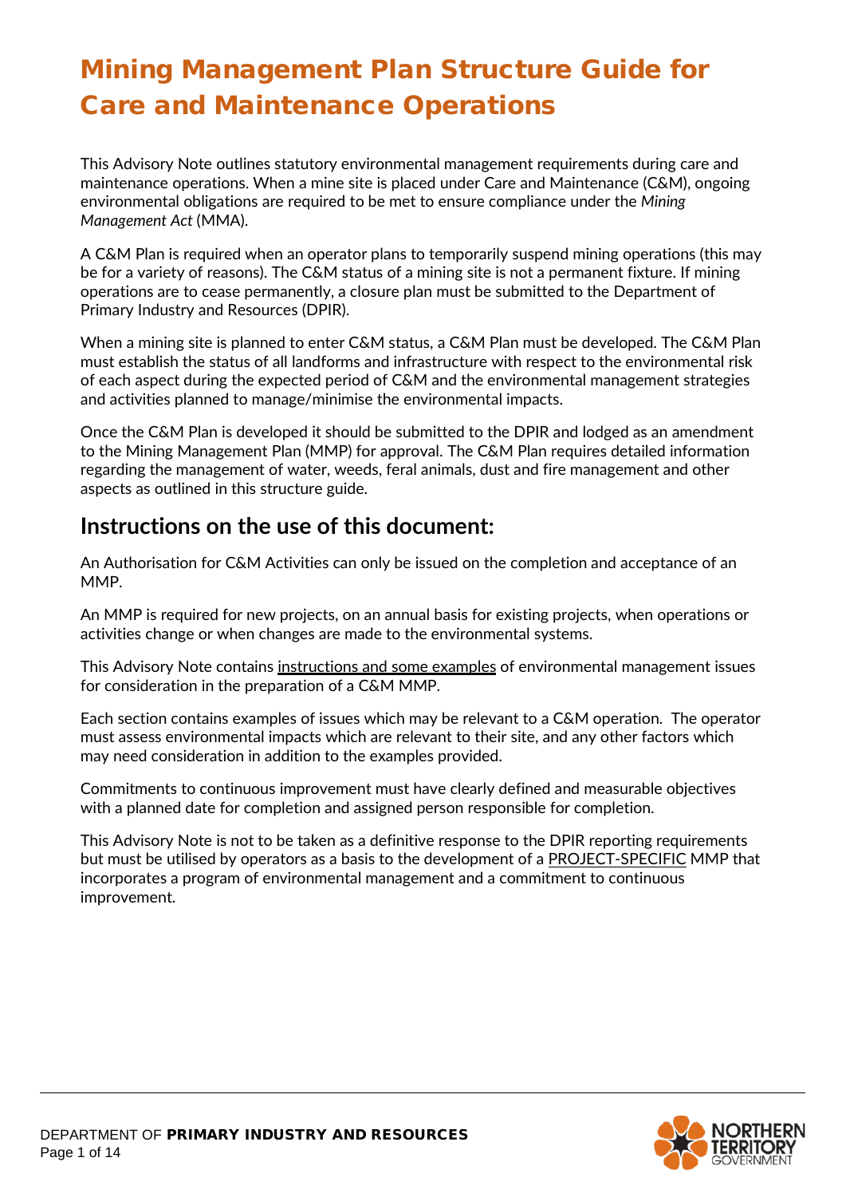# Mining Management Plan Structure Guide for Care and Maintenance Operations

This Advisory Note outlines statutory environmental management requirements during care and maintenance operations. When a mine site is placed under Care and Maintenance (C&M), ongoing environmental obligations are required to be met to ensure compliance under the *Mining Management Act* (MMA).

A C&M Plan is required when an operator plans to temporarily suspend mining operations (this may be for a variety of reasons). The C&M status of a mining site is not a permanent fixture. If mining operations are to cease permanently, a closure plan must be submitted to the Department of Primary Industry and Resources (DPIR).

When a mining site is planned to enter C&M status, a C&M Plan must be developed. The C&M Plan must establish the status of all landforms and infrastructure with respect to the environmental risk of each aspect during the expected period of C&M and the environmental management strategies and activities planned to manage/minimise the environmental impacts.

Once the C&M Plan is developed it should be submitted to the DPIR and lodged as an amendment to the Mining Management Plan (MMP) for approval. The C&M Plan requires detailed information regarding the management of water, weeds, feral animals, dust and fire management and other aspects as outlined in this structure guide.

## Instructions on the use of this document:

An Authorisation for C&M Activities can only be issued on the completion and acceptance of an MMP.

An MMP is required for new projects, on an annual basis for existing projects, when operations or activities change or when changes are made to the environmental systems.

This Advisory Note contains instructions and some examples of environmental management issues for consideration in the preparation of a C&M MMP.

Each section contains examples of issues which may be relevant to a C&M operation. The operator must assess environmental impacts which are relevant to their site, and any other factors which may need consideration in addition to the examples provided.

Commitments to continuous improvement must have clearly defined and measurable objectives with a planned date for completion and assigned person responsible for completion.

This Advisory Note is not to be taken as a definitive response to the DPIR reporting requirements but must be utilised by operators as a basis to the development of a PROJECT-SPECIFIC MMP that incorporates a program of environmental management and a commitment to continuous improvement.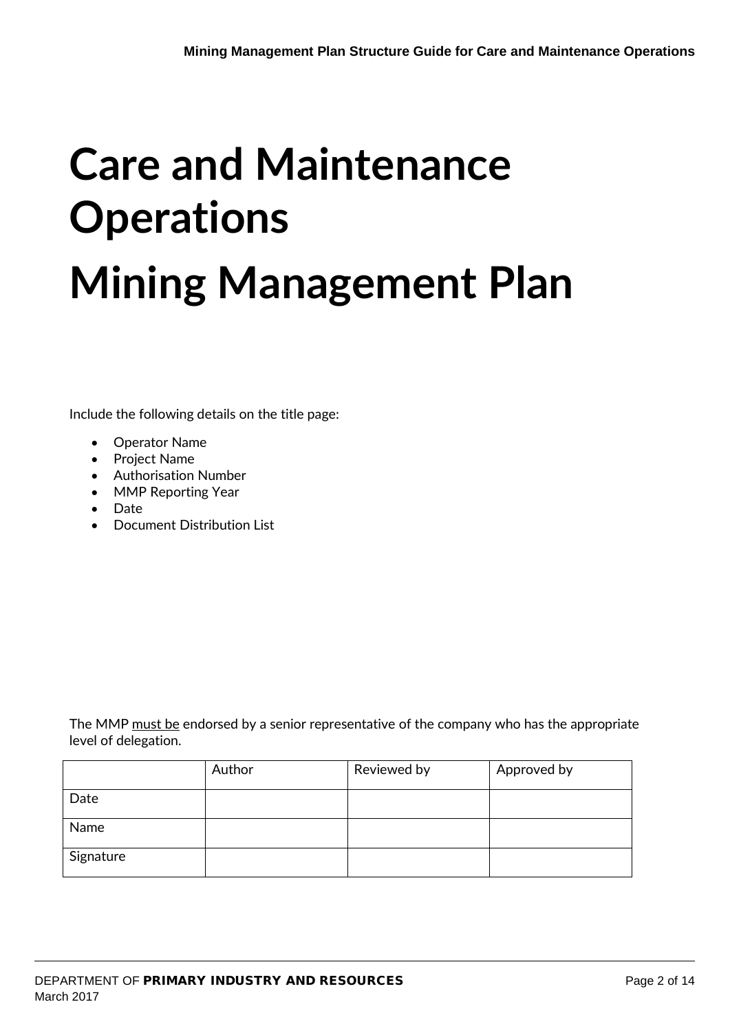# Care and Maintenance Operations

# Mining Management Plan

Include the following details on the title page:

- Operator Name
- Project Name
- Authorisation Number
- MMP Reporting Year
- Date
- Document Distribution List

The MMP must be endorsed by a senior representative of the company who has the appropriate level of delegation.

| | Author | Reviewed by | Approved by |
|---|---|---|---|
| Date | | | |
| Name | | | |
| Signature | | | |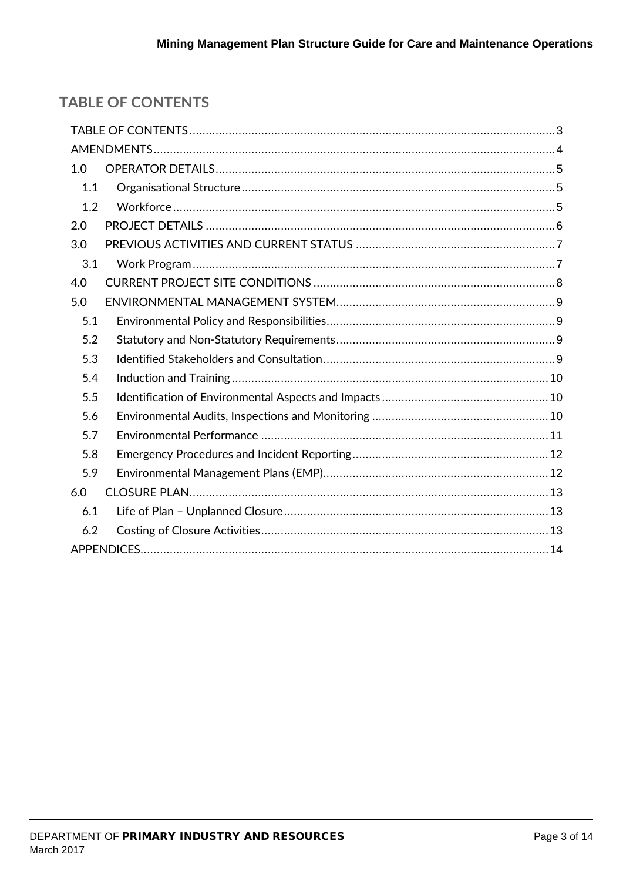## TABLE OF CONTENTS

TABLE OF CONTENTS ........ 3
AMENDMENTS ........ 4
1.0 OPERATOR DETAILS ........ 5
- 1.1 Organisational Structure ........ 5
- 1.2 Workforce ........ 5

2.0 PROJECT DETAILS ........ 6
3.0 PREVIOUS ACTIVITIES AND CURRENT STATUS ........ 7
- 3.1 Work Program ........ 7

4.0 CURRENT PROJECT SITE CONDITIONS ........ 8
5.0 ENVIRONMENTAL MANAGEMENT SYSTEM ........ 9
- 5.1 Environmental Policy and Responsibilities ........ 9
- 5.2 Statutory and Non-Statutory Requirements ........ 9
- 5.3 Identified Stakeholders and Consultation ........ 9
- 5.4 Induction and Training ........ 10
- 5.5 Identification of Environmental Aspects and Impacts ........ 10
- 5.6 Environmental Audits, Inspections and Monitoring ........ 10
- 5.7 Environmental Performance ........ 11
- 5.8 Emergency Procedures and Incident Reporting ........ 12
- 5.9 Environmental Management Plans (EMP) ........ 12

6.0 CLOSURE PLAN ........ 13
- 6.1 Life of Plan – Unplanned Closure ........ 13
- 6.2 Costing of Closure Activities ........ 13

APPENDICES ........ 14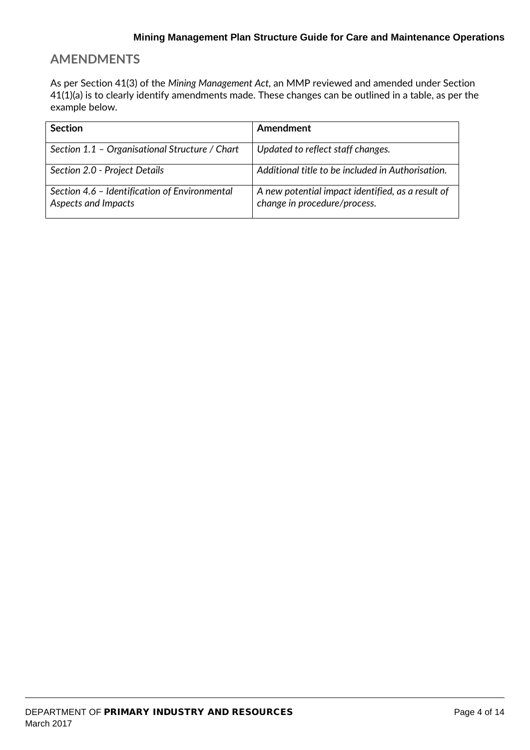## AMENDMENTS

As per Section 41(3) of the *Mining Management Act*, an MMP reviewed and amended under Section 41(1)(a) is to clearly identify amendments made. These changes can be outlined in a table, as per the example below.

| **Section** | **Amendment** |
| --- | --- |
| *Section 1.1 – Organisational Structure / Chart* | *Updated to reflect staff changes.* |
| *Section 2.0 - Project Details* | *Additional title to be included in Authorisation.* |
| *Section 4.6 – Identification of Environmental Aspects and Impacts* | *A new potential impact identified, as a result of change in procedure/process.* |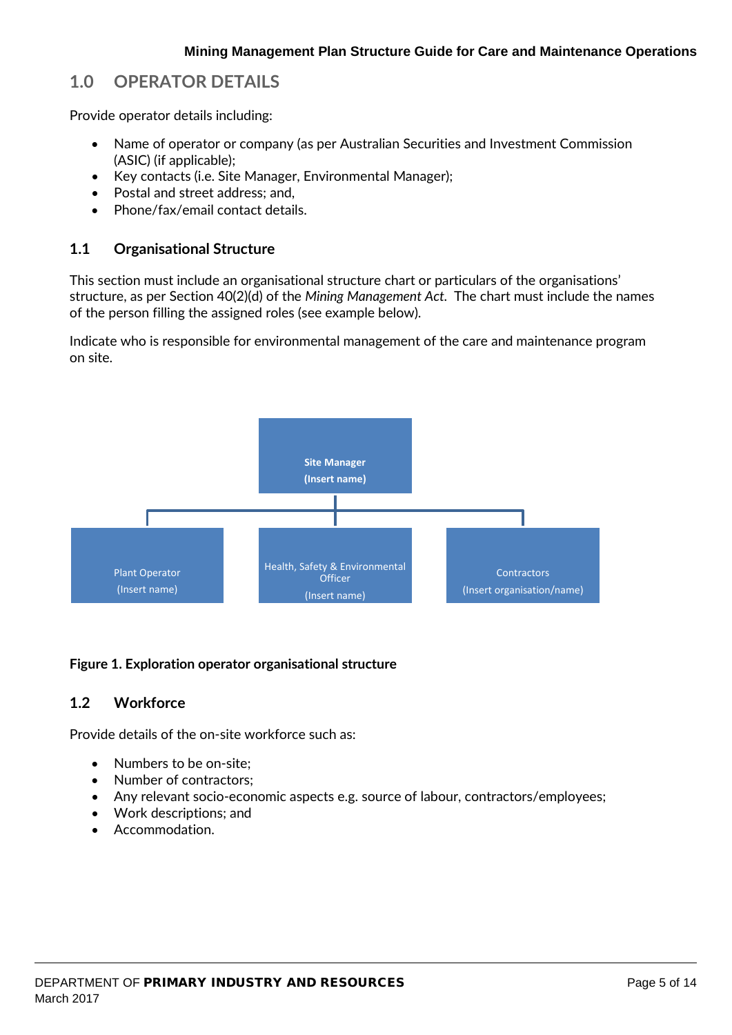## 1.0 OPERATOR DETAILS

Provide operator details including:

- Name of operator or company (as per Australian Securities and Investment Commission (ASIC) (if applicable);
- Key contacts (i.e. Site Manager, Environmental Manager);
- Postal and street address; and,
- Phone/fax/email contact details.

### 1.1 Organisational Structure

This section must include an organisational structure chart or particulars of the organisations' structure, as per Section 40(2)(d) of the *Mining Management Act*. The chart must include the names of the person filling the assigned roles (see example below).

Indicate who is responsible for environmental management of the care and maintenance program on site.

**Site Manager**
**(Insert name)**

Plant Operator
(Insert name)

Health, Safety & Environmental Officer
(Insert name)

Contractors
(Insert organisation/name)

**Figure 1. Exploration operator organisational structure**

### 1.2 Workforce

Provide details of the on-site workforce such as:

- Numbers to be on-site;
- Number of contractors;
- Any relevant socio-economic aspects e.g. source of labour, contractors/employees;
- Work descriptions; and
- Accommodation.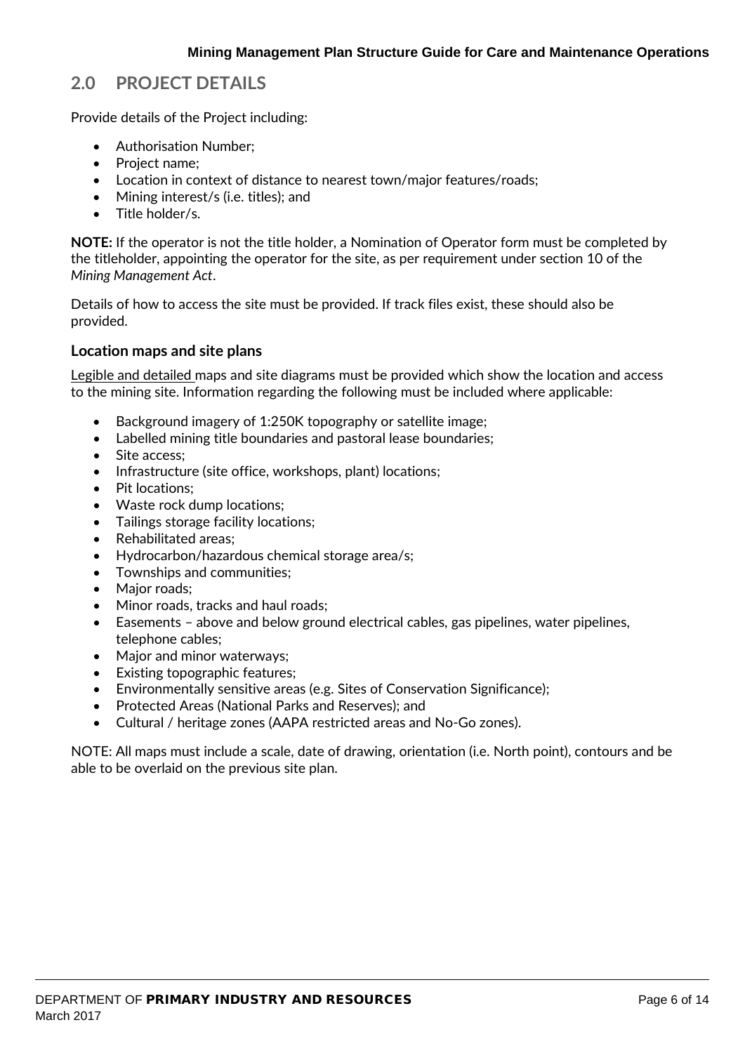## 2.0 PROJECT DETAILS

Provide details of the Project including:

- Authorisation Number;
- Project name;
- Location in context of distance to nearest town/major features/roads;
- Mining interest/s (i.e. titles); and
- Title holder/s.

**NOTE:** If the operator is not the title holder, a Nomination of Operator form must be completed by the titleholder, appointing the operator for the site, as per requirement under section 10 of the *Mining Management Act*.

Details of how to access the site must be provided. If track files exist, these should also be provided.

### Location maps and site plans

Legible and detailed maps and site diagrams must be provided which show the location and access to the mining site. Information regarding the following must be included where applicable:

- Background imagery of 1:250K topography or satellite image;
- Labelled mining title boundaries and pastoral lease boundaries;
- Site access;
- Infrastructure (site office, workshops, plant) locations;
- Pit locations;
- Waste rock dump locations;
- Tailings storage facility locations;
- Rehabilitated areas;
- Hydrocarbon/hazardous chemical storage area/s;
- Townships and communities;
- Major roads;
- Minor roads, tracks and haul roads;
- Easements – above and below ground electrical cables, gas pipelines, water pipelines, telephone cables;
- Major and minor waterways;
- Existing topographic features;
- Environmentally sensitive areas (e.g. Sites of Conservation Significance);
- Protected Areas (National Parks and Reserves); and
- Cultural / heritage zones (AAPA restricted areas and No-Go zones).

NOTE: All maps must include a scale, date of drawing, orientation (i.e. North point), contours and be able to be overlaid on the previous site plan.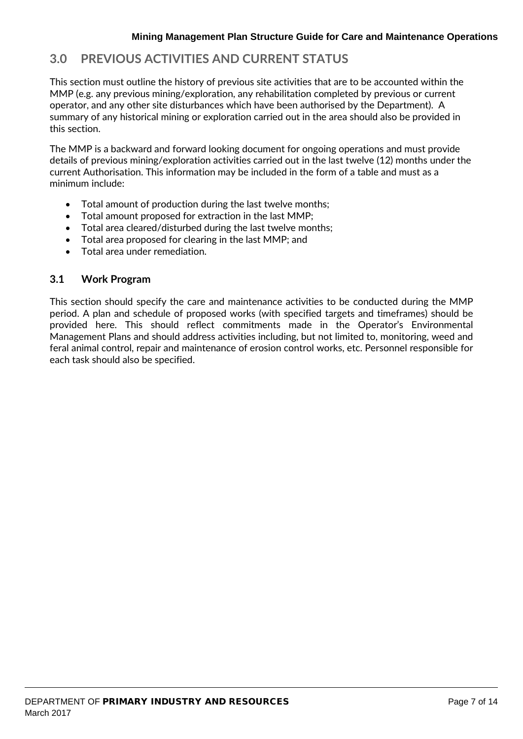## 3.0 PREVIOUS ACTIVITIES AND CURRENT STATUS

This section must outline the history of previous site activities that are to be accounted within the MMP (e.g. any previous mining/exploration, any rehabilitation completed by previous or current operator, and any other site disturbances which have been authorised by the Department). A summary of any historical mining or exploration carried out in the area should also be provided in this section.

The MMP is a backward and forward looking document for ongoing operations and must provide details of previous mining/exploration activities carried out in the last twelve (12) months under the current Authorisation. This information may be included in the form of a table and must as a minimum include:

- Total amount of production during the last twelve months;
- Total amount proposed for extraction in the last MMP;
- Total area cleared/disturbed during the last twelve months;
- Total area proposed for clearing in the last MMP; and
- Total area under remediation.

### 3.1 Work Program

This section should specify the care and maintenance activities to be conducted during the MMP period. A plan and schedule of proposed works (with specified targets and timeframes) should be provided here. This should reflect commitments made in the Operator's Environmental Management Plans and should address activities including, but not limited to, monitoring, weed and feral animal control, repair and maintenance of erosion control works, etc. Personnel responsible for each task should also be specified.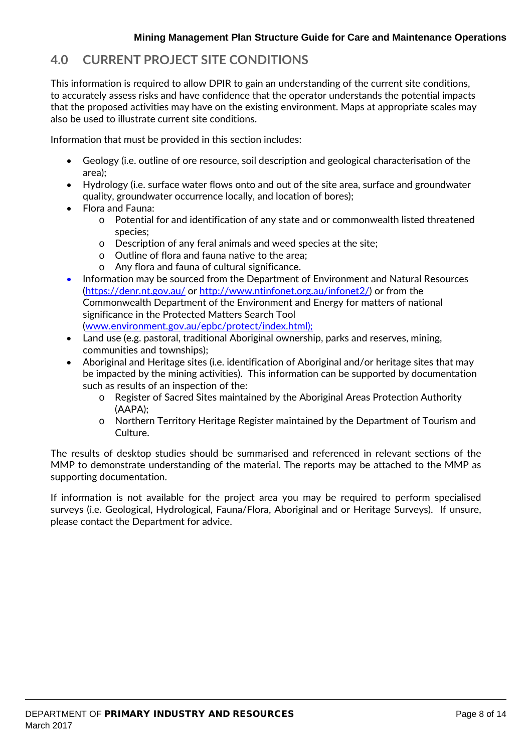## 4.0 CURRENT PROJECT SITE CONDITIONS

This information is required to allow DPIR to gain an understanding of the current site conditions, to accurately assess risks and have confidence that the operator understands the potential impacts that the proposed activities may have on the existing environment. Maps at appropriate scales may also be used to illustrate current site conditions.

Information that must be provided in this section includes:

- Geology (i.e. outline of ore resource, soil description and geological characterisation of the area);
- Hydrology (i.e. surface water flows onto and out of the site area, surface and groundwater quality, groundwater occurrence locally, and location of bores);
- Flora and Fauna:
    - Potential for and identification of any state and or commonwealth listed threatened species;
    - Description of any feral animals and weed species at the site;
    - Outline of flora and fauna native to the area;
    - Any flora and fauna of cultural significance.
- Information may be sourced from the Department of Environment and Natural Resources ([https://denr.nt.gov.au/](https://denr.nt.gov.au/) or [http://www.ntinfonet.org.au/infonet2/](http://www.ntinfonet.org.au/infonet2/)) or from the Commonwealth Department of the Environment and Energy for matters of national significance in the Protected Matters Search Tool ([www.environment.gov.au/epbc/protect/index.html);](www.environment.gov.au/epbc/protect/index.html)
- Land use (e.g. pastoral, traditional Aboriginal ownership, parks and reserves, mining, communities and townships);
- Aboriginal and Heritage sites (i.e. identification of Aboriginal and/or heritage sites that may be impacted by the mining activities). This information can be supported by documentation such as results of an inspection of the:
    - Register of Sacred Sites maintained by the Aboriginal Areas Protection Authority (AAPA);
    - Northern Territory Heritage Register maintained by the Department of Tourism and Culture.

The results of desktop studies should be summarised and referenced in relevant sections of the MMP to demonstrate understanding of the material. The reports may be attached to the MMP as supporting documentation.

If information is not available for the project area you may be required to perform specialised surveys (i.e. Geological, Hydrological, Fauna/Flora, Aboriginal and or Heritage Surveys). If unsure, please contact the Department for advice.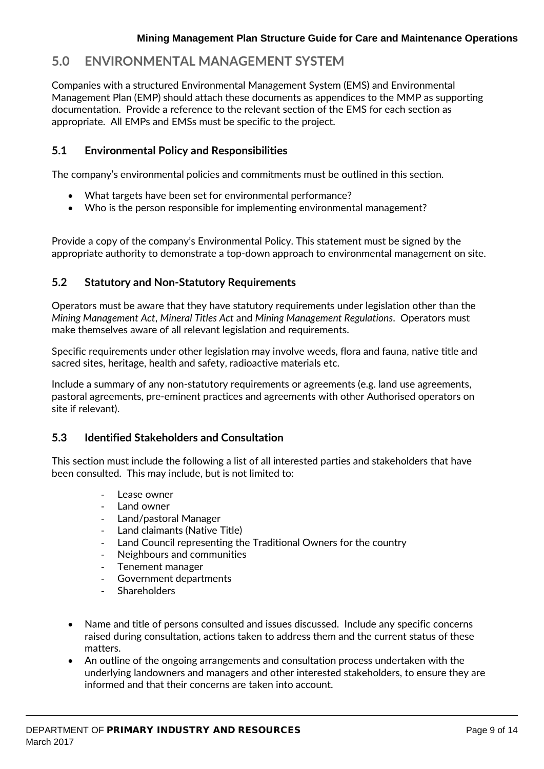## 5.0 ENVIRONMENTAL MANAGEMENT SYSTEM

Companies with a structured Environmental Management System (EMS) and Environmental Management Plan (EMP) should attach these documents as appendices to the MMP as supporting documentation. Provide a reference to the relevant section of the EMS for each section as appropriate. All EMPs and EMSs must be specific to the project.

### 5.1 Environmental Policy and Responsibilities

The company's environmental policies and commitments must be outlined in this section.

- What targets have been set for environmental performance?
- Who is the person responsible for implementing environmental management?

Provide a copy of the company's Environmental Policy. This statement must be signed by the appropriate authority to demonstrate a top-down approach to environmental management on site.

### 5.2 Statutory and Non-Statutory Requirements

Operators must be aware that they have statutory requirements under legislation other than the *Mining Management Act*, *Mineral Titles Act* and *Mining Management Regulations*. Operators must make themselves aware of all relevant legislation and requirements.

Specific requirements under other legislation may involve weeds, flora and fauna, native title and sacred sites, heritage, health and safety, radioactive materials etc.

Include a summary of any non-statutory requirements or agreements (e.g. land use agreements, pastoral agreements, pre-eminent practices and agreements with other Authorised operators on site if relevant).

### 5.3 Identified Stakeholders and Consultation

This section must include the following a list of all interested parties and stakeholders that have been consulted. This may include, but is not limited to:

- Lease owner
- Land owner
- Land/pastoral Manager
- Land claimants (Native Title)
- Land Council representing the Traditional Owners for the country
- Neighbours and communities
- Tenement manager
- Government departments
- Shareholders

- Name and title of persons consulted and issues discussed. Include any specific concerns raised during consultation, actions taken to address them and the current status of these matters.
- An outline of the ongoing arrangements and consultation process undertaken with the underlying landowners and managers and other interested stakeholders, to ensure they are informed and that their concerns are taken into account.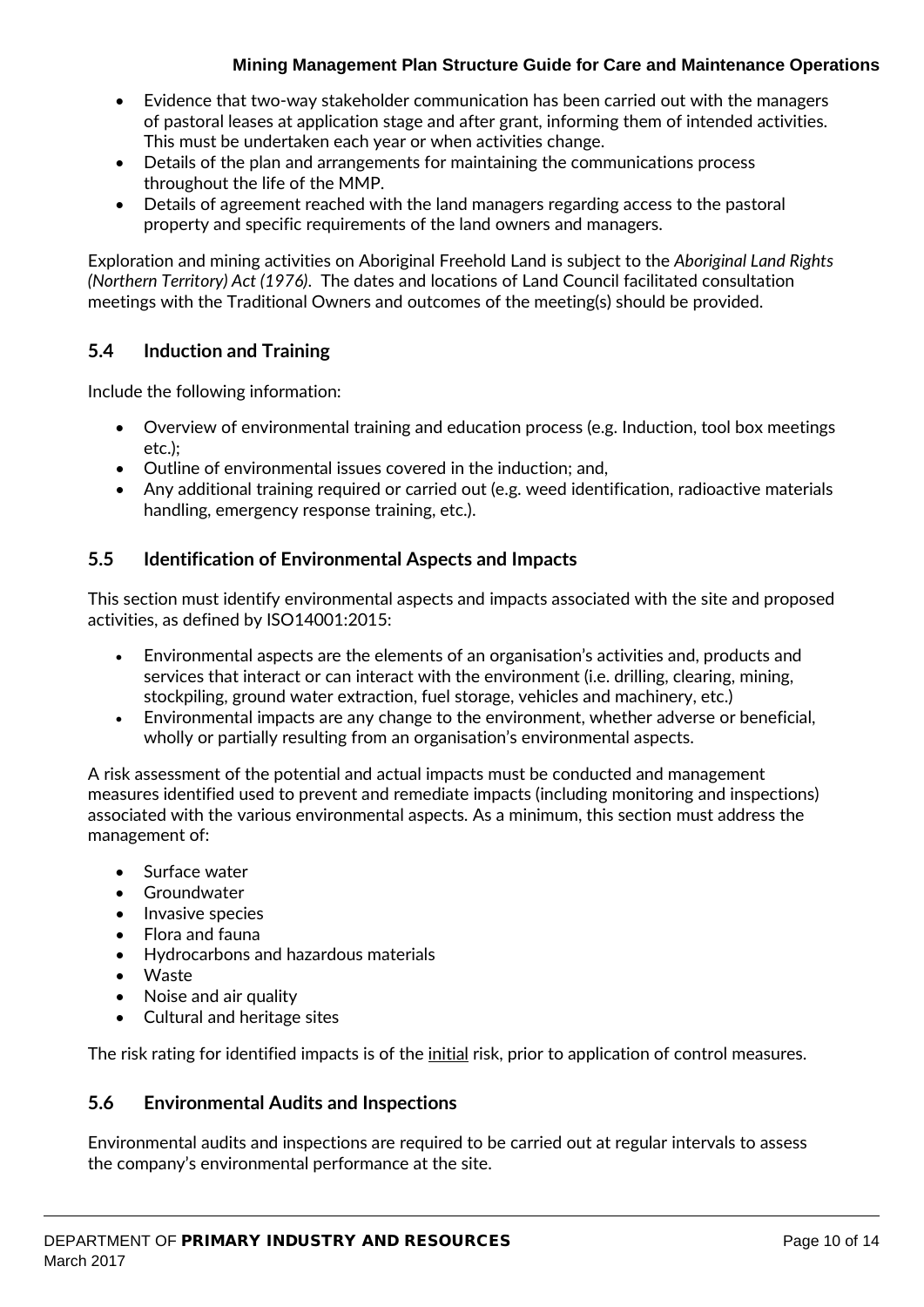- Evidence that two-way stakeholder communication has been carried out with the managers of pastoral leases at application stage and after grant, informing them of intended activities. This must be undertaken each year or when activities change.
- Details of the plan and arrangements for maintaining the communications process throughout the life of the MMP.
- Details of agreement reached with the land managers regarding access to the pastoral property and specific requirements of the land owners and managers.

Exploration and mining activities on Aboriginal Freehold Land is subject to the *Aboriginal Land Rights (Northern Territory) Act (1976)*. The dates and locations of Land Council facilitated consultation meetings with the Traditional Owners and outcomes of the meeting(s) should be provided.

## 5.4 Induction and Training

Include the following information:

- Overview of environmental training and education process (e.g. Induction, tool box meetings etc.);
- Outline of environmental issues covered in the induction; and,
- Any additional training required or carried out (e.g. weed identification, radioactive materials handling, emergency response training, etc.).

## 5.5 Identification of Environmental Aspects and Impacts

This section must identify environmental aspects and impacts associated with the site and proposed activities, as defined by ISO14001:2015:

- Environmental aspects are the elements of an organisation's activities and, products and services that interact or can interact with the environment (i.e. drilling, clearing, mining, stockpiling, ground water extraction, fuel storage, vehicles and machinery, etc.)
- Environmental impacts are any change to the environment, whether adverse or beneficial, wholly or partially resulting from an organisation's environmental aspects.

A risk assessment of the potential and actual impacts must be conducted and management measures identified used to prevent and remediate impacts (including monitoring and inspections) associated with the various environmental aspects. As a minimum, this section must address the management of:

- Surface water
- Groundwater
- Invasive species
- Flora and fauna
- Hydrocarbons and hazardous materials
- Waste
- Noise and air quality
- Cultural and heritage sites

The risk rating for identified impacts is of the <u>initial</u> risk, prior to application of control measures.

## 5.6 Environmental Audits and Inspections

Environmental audits and inspections are required to be carried out at regular intervals to assess the company's environmental performance at the site.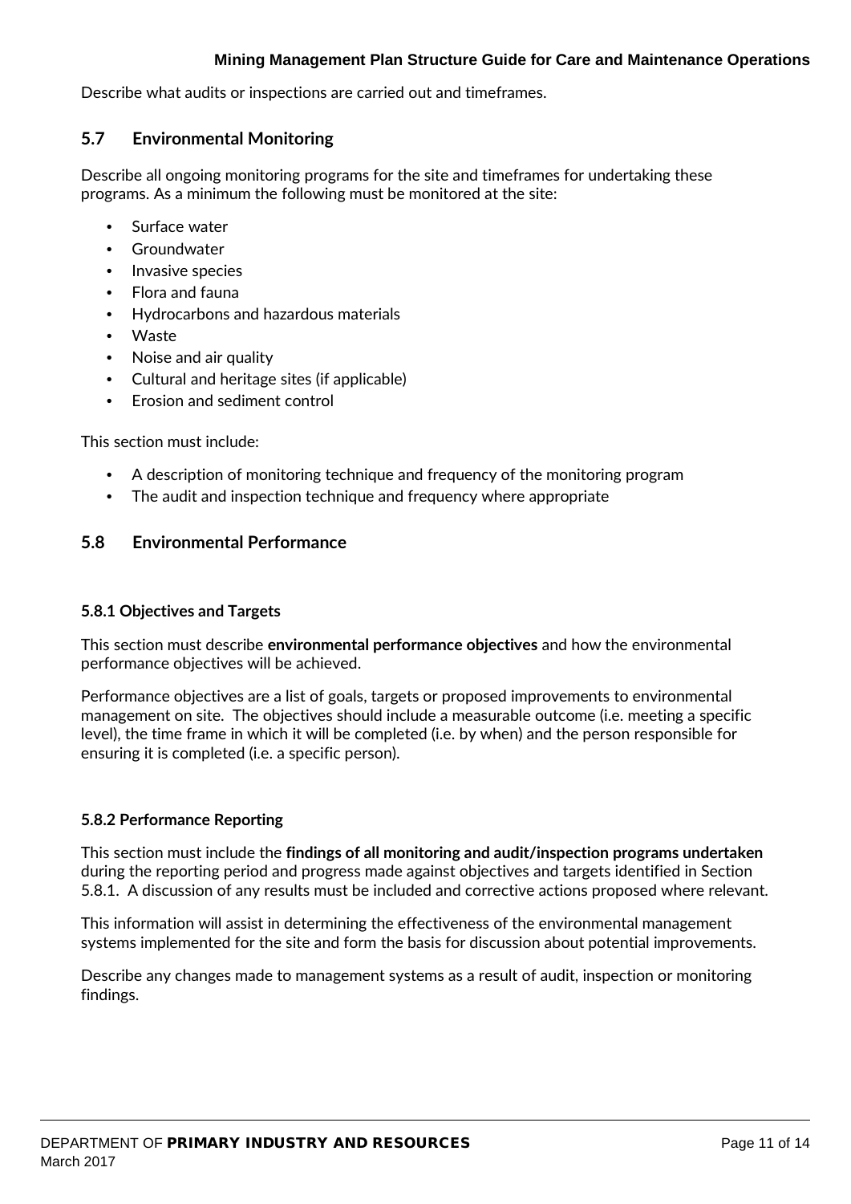Describe what audits or inspections are carried out and timeframes.

## 5.7 Environmental Monitoring

Describe all ongoing monitoring programs for the site and timeframes for undertaking these programs. As a minimum the following must be monitored at the site:

- Surface water
- Groundwater
- Invasive species
- Flora and fauna
- Hydrocarbons and hazardous materials
- Waste
- Noise and air quality
- Cultural and heritage sites (if applicable)
- Erosion and sediment control

This section must include:

- A description of monitoring technique and frequency of the monitoring program
- The audit and inspection technique and frequency where appropriate

## 5.8 Environmental Performance

### 5.8.1 Objectives and Targets

This section must describe **environmental performance objectives** and how the environmental performance objectives will be achieved.

Performance objectives are a list of goals, targets or proposed improvements to environmental management on site. The objectives should include a measurable outcome (i.e. meeting a specific level), the time frame in which it will be completed (i.e. by when) and the person responsible for ensuring it is completed (i.e. a specific person).

### 5.8.2 Performance Reporting

This section must include the **findings of all monitoring and audit/inspection programs undertaken** during the reporting period and progress made against objectives and targets identified in Section 5.8.1. A discussion of any results must be included and corrective actions proposed where relevant.

This information will assist in determining the effectiveness of the environmental management systems implemented for the site and form the basis for discussion about potential improvements.

Describe any changes made to management systems as a result of audit, inspection or monitoring findings.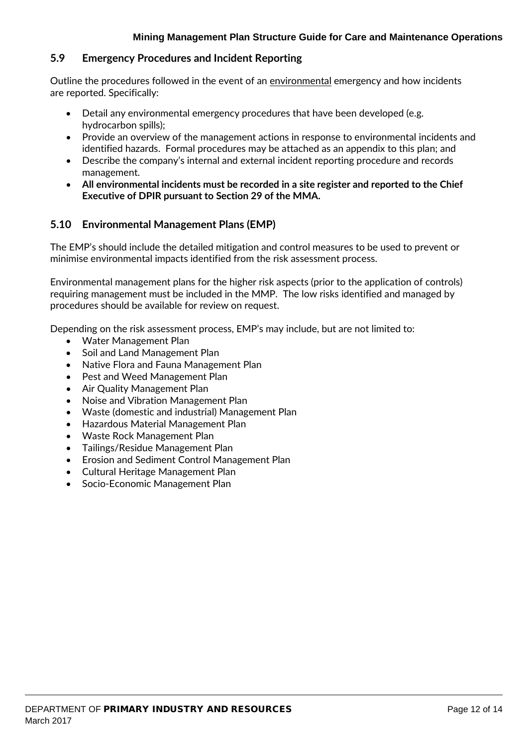## 5.9 Emergency Procedures and Incident Reporting

Outline the procedures followed in the event of an environmental emergency and how incidents are reported. Specifically:

- Detail any environmental emergency procedures that have been developed (e.g. hydrocarbon spills);
- Provide an overview of the management actions in response to environmental incidents and identified hazards. Formal procedures may be attached as an appendix to this plan; and
- Describe the company's internal and external incident reporting procedure and records management.
- **All environmental incidents must be recorded in a site register and reported to the Chief Executive of DPIR pursuant to Section 29 of the MMA.**

## 5.10 Environmental Management Plans (EMP)

The EMP's should include the detailed mitigation and control measures to be used to prevent or minimise environmental impacts identified from the risk assessment process.

Environmental management plans for the higher risk aspects (prior to the application of controls) requiring management must be included in the MMP. The low risks identified and managed by procedures should be available for review on request.

Depending on the risk assessment process, EMP's may include, but are not limited to:

- Water Management Plan
- Soil and Land Management Plan
- Native Flora and Fauna Management Plan
- Pest and Weed Management Plan
- Air Quality Management Plan
- Noise and Vibration Management Plan
- Waste (domestic and industrial) Management Plan
- Hazardous Material Management Plan
- Waste Rock Management Plan
- Tailings/Residue Management Plan
- Erosion and Sediment Control Management Plan
- Cultural Heritage Management Plan
- Socio-Economic Management Plan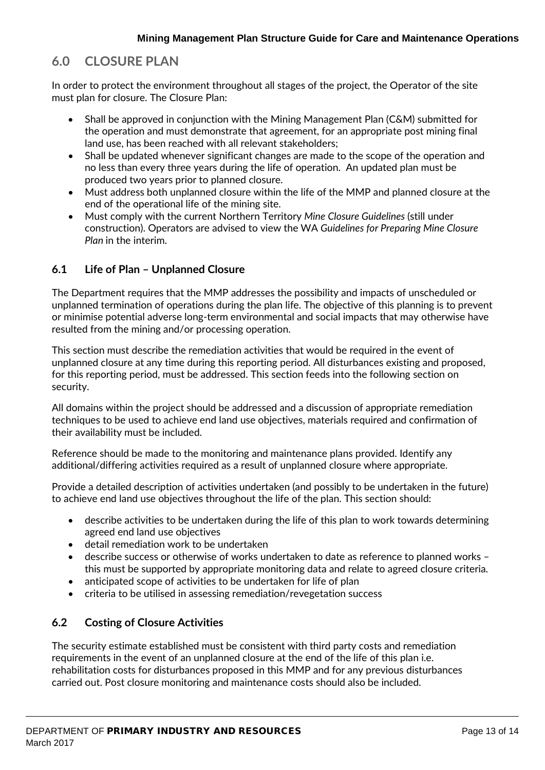## 6.0 CLOSURE PLAN

In order to protect the environment throughout all stages of the project, the Operator of the site must plan for closure. The Closure Plan:

- Shall be approved in conjunction with the Mining Management Plan (C&M) submitted for the operation and must demonstrate that agreement, for an appropriate post mining final land use, has been reached with all relevant stakeholders;
- Shall be updated whenever significant changes are made to the scope of the operation and no less than every three years during the life of operation. An updated plan must be produced two years prior to planned closure.
- Must address both unplanned closure within the life of the MMP and planned closure at the end of the operational life of the mining site.
- Must comply with the current Northern Territory *Mine Closure Guidelines* (still under construction). Operators are advised to view the WA *Guidelines for Preparing Mine Closure Plan* in the interim.

### 6.1 Life of Plan – Unplanned Closure

The Department requires that the MMP addresses the possibility and impacts of unscheduled or unplanned termination of operations during the plan life. The objective of this planning is to prevent or minimise potential adverse long-term environmental and social impacts that may otherwise have resulted from the mining and/or processing operation.

This section must describe the remediation activities that would be required in the event of unplanned closure at any time during this reporting period. All disturbances existing and proposed, for this reporting period, must be addressed. This section feeds into the following section on security.

All domains within the project should be addressed and a discussion of appropriate remediation techniques to be used to achieve end land use objectives, materials required and confirmation of their availability must be included.

Reference should be made to the monitoring and maintenance plans provided. Identify any additional/differing activities required as a result of unplanned closure where appropriate.

Provide a detailed description of activities undertaken (and possibly to be undertaken in the future) to achieve end land use objectives throughout the life of the plan. This section should:

- describe activities to be undertaken during the life of this plan to work towards determining agreed end land use objectives
- detail remediation work to be undertaken
- describe success or otherwise of works undertaken to date as reference to planned works – this must be supported by appropriate monitoring data and relate to agreed closure criteria.
- anticipated scope of activities to be undertaken for life of plan
- criteria to be utilised in assessing remediation/revegetation success

### 6.2 Costing of Closure Activities

The security estimate established must be consistent with third party costs and remediation requirements in the event of an unplanned closure at the end of the life of this plan i.e. rehabilitation costs for disturbances proposed in this MMP and for any previous disturbances carried out. Post closure monitoring and maintenance costs should also be included.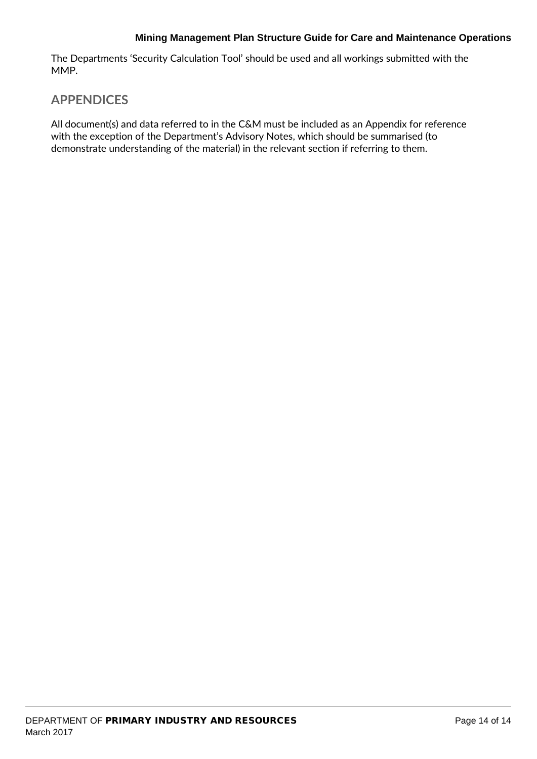The Departments 'Security Calculation Tool' should be used and all workings submitted with the MMP.

## APPENDICES

All document(s) and data referred to in the C&M must be included as an Appendix for reference with the exception of the Department's Advisory Notes, which should be summarised (to demonstrate understanding of the material) in the relevant section if referring to them.